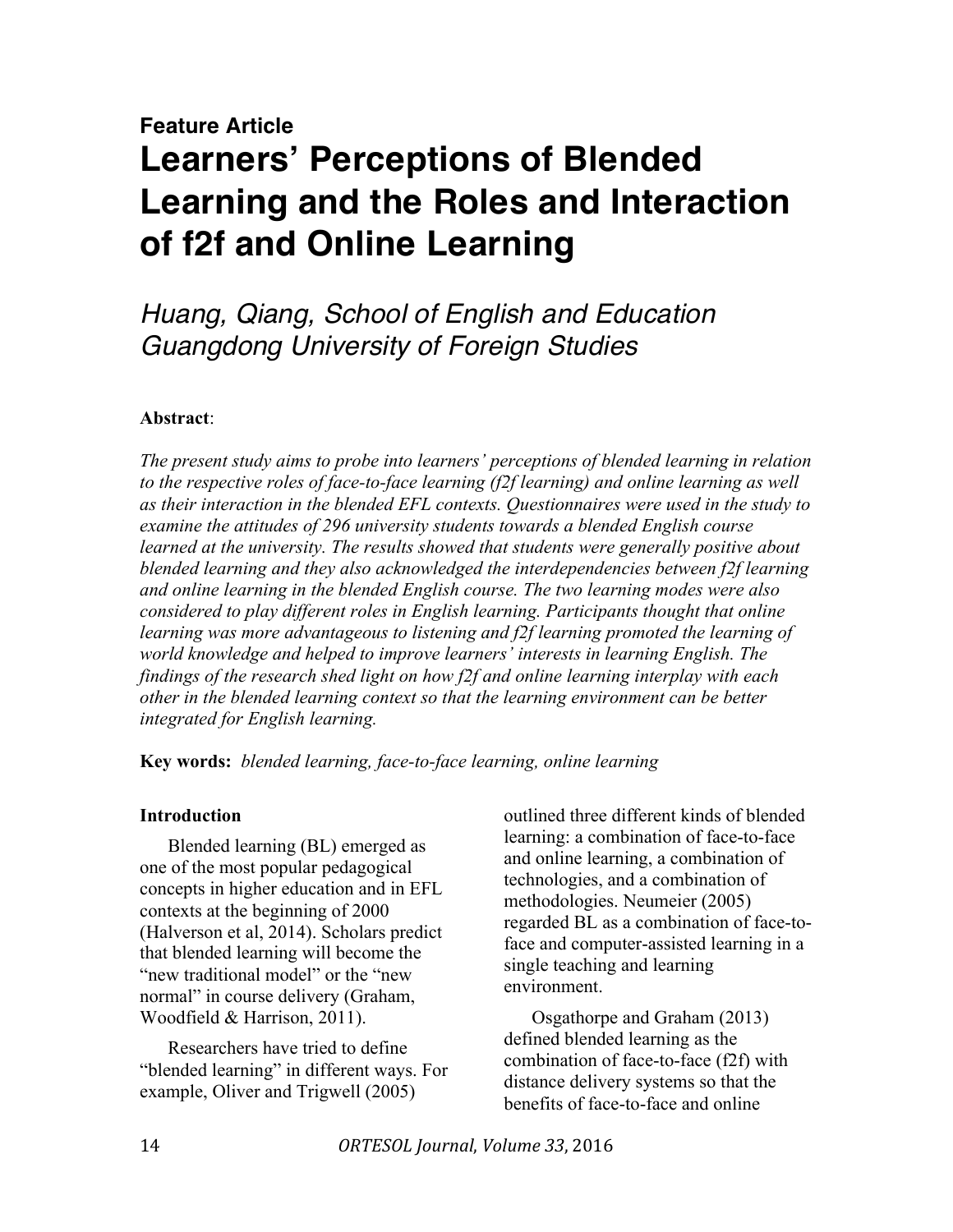**Feature Article**

# Learners' Perceptions of Blended Learning and the Roles and Interaction of f2f and Online Learning

*Huang, Qiang, School of English and Education Guangdong University of Foreign Studies*

**Abstract**:

*The present study aims to probe into learners' perceptions of blended learning in relation to the respective roles of face-to-face learning (f2f learning) and online learning as well as their interaction in the blended EFL contexts. Questionnaires were used in the study to examine the attitudes of 296 university students towards a blended English course learned at the university. The results showed that students were generally positive about blended learning and they also acknowledged the interdependencies between f2f learning and online learning in the blended English course. The two learning modes were also considered to play different roles in English learning. Participants thought that online learning was more advantageous to listening and f2f learning promoted the learning of world knowledge and helped to improve learners' interests in learning English. The findings of the research shed light on how f2f and online learning interplay with each other in the blended learning context so that the learning environment can be better integrated for English learning.*

**Key words:** *blended learning, face-to-face learning, online learning*

## Introduction

Blended learning (BL) emerged as one of the most popular pedagogical concepts in higher education and in EFL contexts at the beginning of 2000 (Halverson et al, 2014). Scholars predict that blended learning will become the "new traditional model" or the "new normal" in course delivery (Graham, Woodfield & Harrison, 2011).

Researchers have tried to define "blended learning" in different ways. For example, Oliver and Trigwell (2005) outlined three different kinds of blended learning: a combination of face-to-face and online learning, a combination of technologies, and a combination of methodologies. Neumeier (2005) regarded BL as a combination of face-to-face and computer-assisted learning in a single teaching and learning environment.

Osgathorpe and Graham (2013) defined blended learning as the combination of face-to-face (f2f) with distance delivery systems so that the benefits of face-to-face and online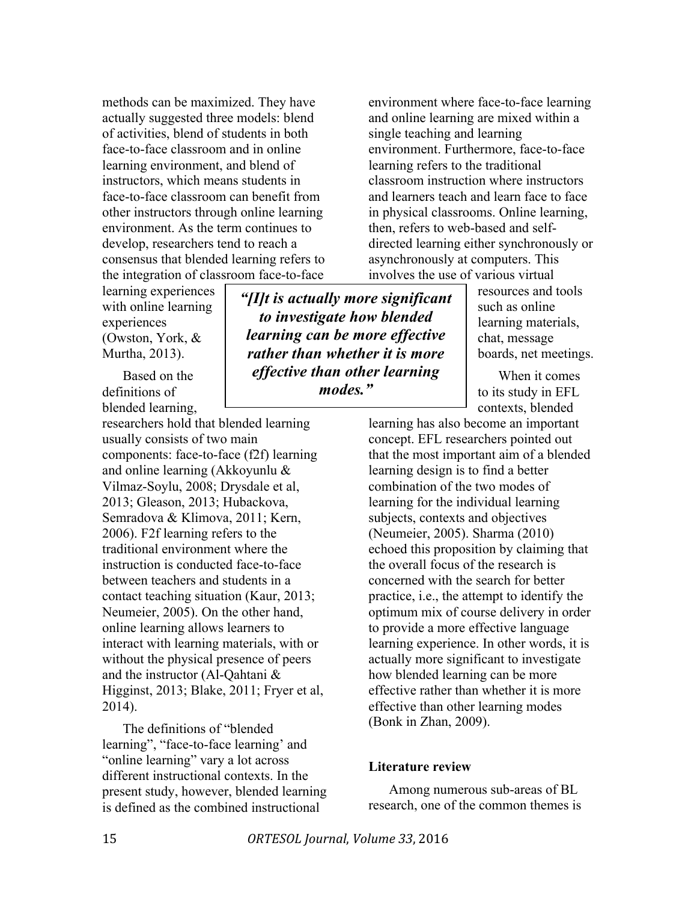methods can be maximized. They have actually suggested three models: blend of activities, blend of students in both face-to-face classroom and in online learning environment, and blend of instructors, which means students in face-to-face classroom can benefit from other instructors through online learning environment. As the term continues to develop, researchers tend to reach a consensus that blended learning refers to the integration of classroom face-to-face learning experiences with online learning experiences (Owston, York, & Murtha, 2013).

> ***"[I]t is actually more significant to investigate how blended learning can be more effective rather than whether it is more effective than other learning modes."***

Based on the definitions of blended learning, researchers hold that blended learning usually consists of two main components: face-to-face (f2f) learning and online learning (Akkoyunlu & Vilmaz-Soylu, 2008; Drysdale et al, 2013; Gleason, 2013; Hubackova, Semradova & Klimova, 2011; Kern, 2006). F2f learning refers to the traditional environment where the instruction is conducted face-to-face between teachers and students in a contact teaching situation (Kaur, 2013; Neumeier, 2005). On the other hand, online learning allows learners to interact with learning materials, with or without the physical presence of peers and the instructor (Al-Qahtani & Higginst, 2013; Blake, 2011; Fryer et al, 2014).

The definitions of "blended learning", "face-to-face learning' and "online learning" vary a lot across different instructional contexts. In the present study, however, blended learning is defined as the combined instructional environment where face-to-face learning and online learning are mixed within a single teaching and learning environment. Furthermore, face-to-face learning refers to the traditional classroom instruction where instructors and learners teach and learn face to face in physical classrooms. Online learning, then, refers to web-based and self-directed learning either synchronously or asynchronously at computers. This involves the use of various virtual resources and tools such as online learning materials, chat, message boards, net meetings.

When it comes to its study in EFL contexts, blended learning has also become an important concept. EFL researchers pointed out that the most important aim of a blended learning design is to find a better combination of the two modes of learning for the individual learning subjects, contexts and objectives (Neumeier, 2005). Sharma (2010) echoed this proposition by claiming that the overall focus of the research is concerned with the search for better practice, i.e., the attempt to identify the optimum mix of course delivery in order to provide a more effective language learning experience. In other words, it is actually more significant to investigate how blended learning can be more effective rather than whether it is more effective than other learning modes (Bonk in Zhan, 2009).

## Literature review

Among numerous sub-areas of BL research, one of the common themes is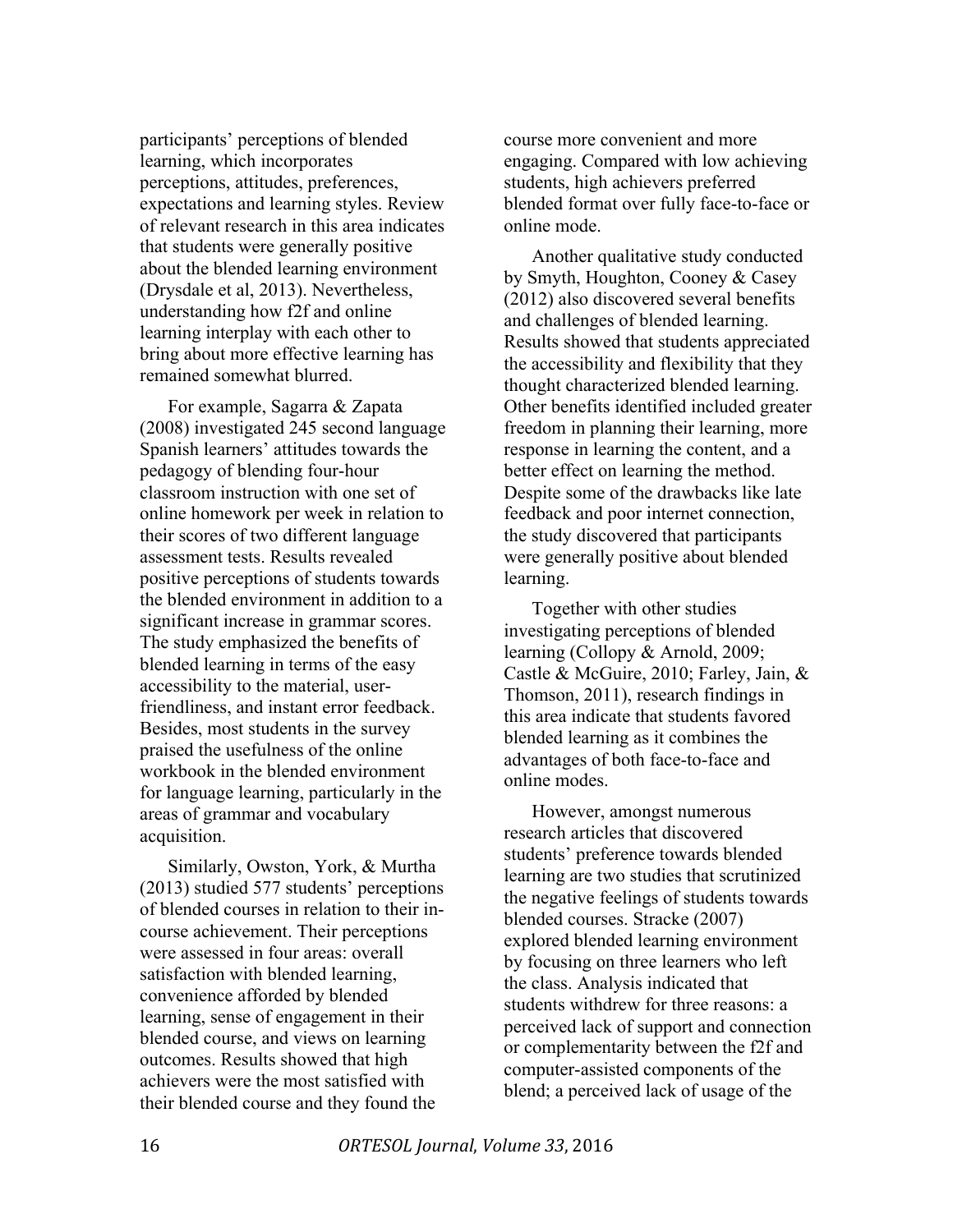participants' perceptions of blended learning, which incorporates perceptions, attitudes, preferences, expectations and learning styles. Review of relevant research in this area indicates that students were generally positive about the blended learning environment (Drysdale et al, 2013). Nevertheless, understanding how f2f and online learning interplay with each other to bring about more effective learning has remained somewhat blurred.

For example, Sagarra & Zapata (2008) investigated 245 second language Spanish learners' attitudes towards the pedagogy of blending four-hour classroom instruction with one set of online homework per week in relation to their scores of two different language assessment tests. Results revealed positive perceptions of students towards the blended environment in addition to a significant increase in grammar scores. The study emphasized the benefits of blended learning in terms of the easy accessibility to the material, user-friendliness, and instant error feedback. Besides, most students in the survey praised the usefulness of the online workbook in the blended environment for language learning, particularly in the areas of grammar and vocabulary acquisition.

Similarly, Owston, York, & Murtha (2013) studied 577 students' perceptions of blended courses in relation to their in-course achievement. Their perceptions were assessed in four areas: overall satisfaction with blended learning, convenience afforded by blended learning, sense of engagement in their blended course, and views on learning outcomes. Results showed that high achievers were the most satisfied with their blended course and they found the course more convenient and more engaging. Compared with low achieving students, high achievers preferred blended format over fully face-to-face or online mode.

Another qualitative study conducted by Smyth, Houghton, Cooney & Casey (2012) also discovered several benefits and challenges of blended learning. Results showed that students appreciated the accessibility and flexibility that they thought characterized blended learning. Other benefits identified included greater freedom in planning their learning, more response in learning the content, and a better effect on learning the method. Despite some of the drawbacks like late feedback and poor internet connection, the study discovered that participants were generally positive about blended learning.

Together with other studies investigating perceptions of blended learning (Collopy & Arnold, 2009; Castle & McGuire, 2010; Farley, Jain, & Thomson, 2011), research findings in this area indicate that students favored blended learning as it combines the advantages of both face-to-face and online modes.

However, amongst numerous research articles that discovered students' preference towards blended learning are two studies that scrutinized the negative feelings of students towards blended courses. Stracke (2007) explored blended learning environment by focusing on three learners who left the class. Analysis indicated that students withdrew for three reasons: a perceived lack of support and connection or complementarity between the f2f and computer-assisted components of the blend; a perceived lack of usage of the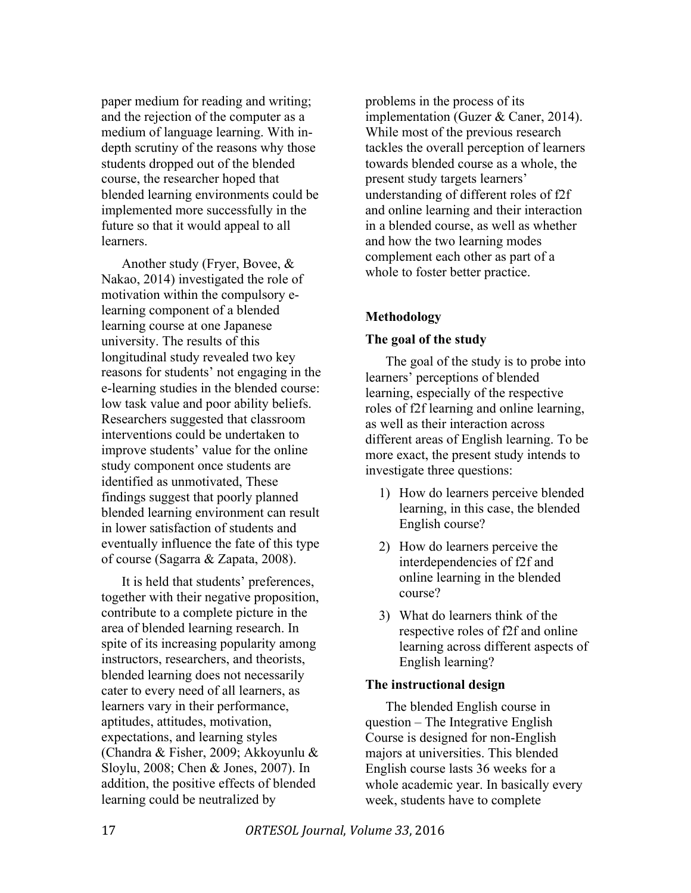paper medium for reading and writing; and the rejection of the computer as a medium of language learning. With in-depth scrutiny of the reasons why those students dropped out of the blended course, the researcher hoped that blended learning environments could be implemented more successfully in the future so that it would appeal to all learners.

Another study (Fryer, Bovee, & Nakao, 2014) investigated the role of motivation within the compulsory e-learning component of a blended learning course at one Japanese university. The results of this longitudinal study revealed two key reasons for students' not engaging in the e-learning studies in the blended course: low task value and poor ability beliefs. Researchers suggested that classroom interventions could be undertaken to improve students' value for the online study component once students are identified as unmotivated, These findings suggest that poorly planned blended learning environment can result in lower satisfaction of students and eventually influence the fate of this type of course (Sagarra & Zapata, 2008).

It is held that students' preferences, together with their negative proposition, contribute to a complete picture in the area of blended learning research. In spite of its increasing popularity among instructors, researchers, and theorists, blended learning does not necessarily cater to every need of all learners, as learners vary in their performance, aptitudes, attitudes, motivation, expectations, and learning styles (Chandra & Fisher, 2009; Akkoyunlu & Sloylu, 2008; Chen & Jones, 2007). In addition, the positive effects of blended learning could be neutralized by problems in the process of its implementation (Guzer & Caner, 2014). While most of the previous research tackles the overall perception of learners towards blended course as a whole, the present study targets learners' understanding of different roles of f2f and online learning and their interaction in a blended course, as well as whether and how the two learning modes complement each other as part of a whole to foster better practice.

## Methodology

### The goal of the study

The goal of the study is to probe into learners' perceptions of blended learning, especially of the respective roles of f2f learning and online learning, as well as their interaction across different areas of English learning. To be more exact, the present study intends to investigate three questions:

1) How do learners perceive blended learning, in this case, the blended English course?
2) How do learners perceive the interdependencies of f2f and online learning in the blended course?
3) What do learners think of the respective roles of f2f and online learning across different aspects of English learning?

### The instructional design

The blended English course in question – The Integrative English Course is designed for non-English majors at universities. This blended English course lasts 36 weeks for a whole academic year. In basically every week, students have to complete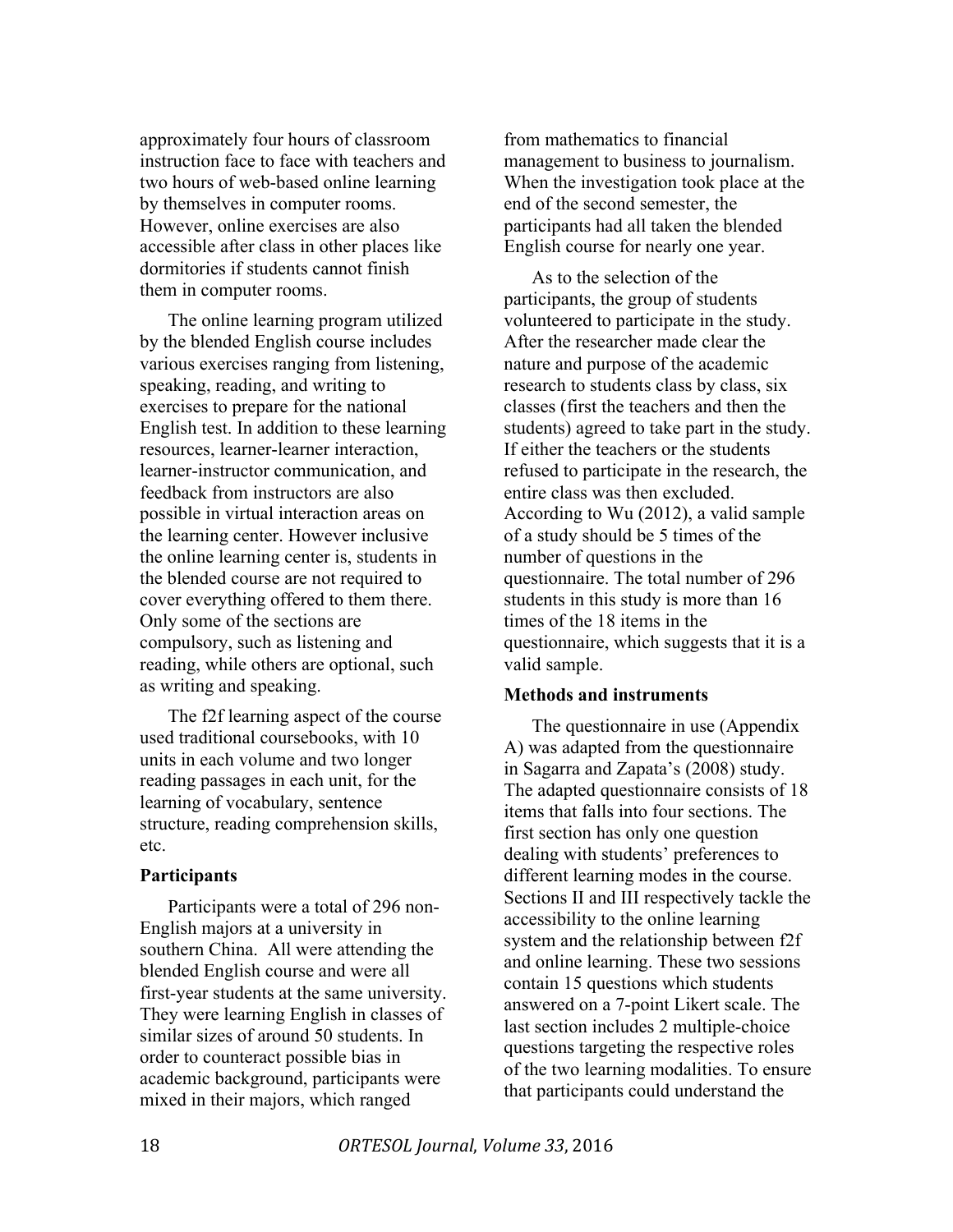approximately four hours of classroom instruction face to face with teachers and two hours of web-based online learning by themselves in computer rooms. However, online exercises are also accessible after class in other places like dormitories if students cannot finish them in computer rooms.

The online learning program utilized by the blended English course includes various exercises ranging from listening, speaking, reading, and writing to exercises to prepare for the national English test. In addition to these learning resources, learner-learner interaction, learner-instructor communication, and feedback from instructors are also possible in virtual interaction areas on the learning center. However inclusive the online learning center is, students in the blended course are not required to cover everything offered to them there. Only some of the sections are compulsory, such as listening and reading, while others are optional, such as writing and speaking.

The f2f learning aspect of the course used traditional coursebooks, with 10 units in each volume and two longer reading passages in each unit, for the learning of vocabulary, sentence structure, reading comprehension skills, etc.

**Participants**

Participants were a total of 296 non-English majors at a university in southern China. All were attending the blended English course and were all first-year students at the same university. They were learning English in classes of similar sizes of around 50 students. In order to counteract possible bias in academic background, participants were mixed in their majors, which ranged from mathematics to financial management to business to journalism. When the investigation took place at the end of the second semester, the participants had all taken the blended English course for nearly one year.

As to the selection of the participants, the group of students volunteered to participate in the study. After the researcher made clear the nature and purpose of the academic research to students class by class, six classes (first the teachers and then the students) agreed to take part in the study. If either the teachers or the students refused to participate in the research, the entire class was then excluded. According to Wu (2012), a valid sample of a study should be 5 times of the number of questions in the questionnaire. The total number of 296 students in this study is more than 16 times of the 18 items in the questionnaire, which suggests that it is a valid sample.

**Methods and instruments**

The questionnaire in use (Appendix A) was adapted from the questionnaire in Sagarra and Zapata's (2008) study. The adapted questionnaire consists of 18 items that falls into four sections. The first section has only one question dealing with students' preferences to different learning modes in the course. Sections II and III respectively tackle the accessibility to the online learning system and the relationship between f2f and online learning. These two sessions contain 15 questions which students answered on a 7-point Likert scale. The last section includes 2 multiple-choice questions targeting the respective roles of the two learning modalities. To ensure that participants could understand the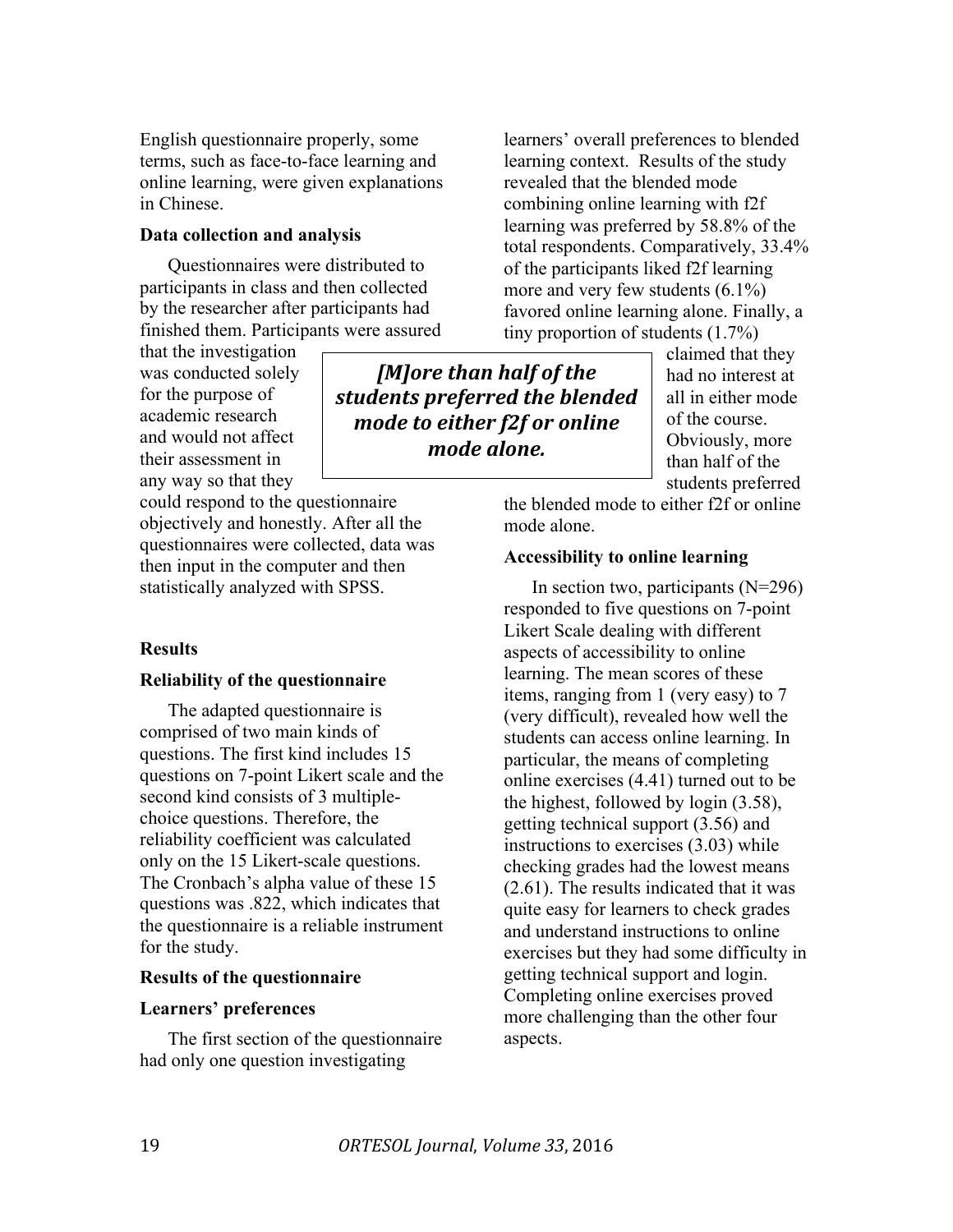English questionnaire properly, some terms, such as face-to-face learning and online learning, were given explanations in Chinese.

**Data collection and analysis**

Questionnaires were distributed to participants in class and then collected by the researcher after participants had finished them. Participants were assured that the investigation was conducted solely for the purpose of academic research and would not affect their assessment in any way so that they could respond to the questionnaire objectively and honestly. After all the questionnaires were collected, data was then input in the computer and then statistically analyzed with SPSS.

## Results

**Reliability of the questionnaire**

The adapted questionnaire is comprised of two main kinds of questions. The first kind includes 15 questions on 7-point Likert scale and the second kind consists of 3 multiple-choice questions. Therefore, the reliability coefficient was calculated only on the 15 Likert-scale questions. The Cronbach's alpha value of these 15 questions was .822, which indicates that the questionnaire is a reliable instrument for the study.

**Results of the questionnaire**

**Learners' preferences**

The first section of the questionnaire had only one question investigating learners' overall preferences to blended learning context. Results of the study revealed that the blended mode combining online learning with f2f learning was preferred by 58.8% of the total respondents. Comparatively, 33.4% of the participants liked f2f learning more and very few students (6.1%) favored online learning alone. Finally, a tiny proportion of students (1.7%) claimed that they had no interest at all in either mode of the course. Obviously, more than half of the students preferred the blended mode to either f2f or online mode alone.

> ***[M]ore than half of the students preferred the blended mode to either f2f or online mode alone.***

**Accessibility to online learning**

In section two, participants (N=296) responded to five questions on 7-point Likert Scale dealing with different aspects of accessibility to online learning. The mean scores of these items, ranging from 1 (very easy) to 7 (very difficult), revealed how well the students can access online learning. In particular, the means of completing online exercises (4.41) turned out to be the highest, followed by login (3.58), getting technical support (3.56) and instructions to exercises (3.03) while checking grades had the lowest means (2.61). The results indicated that it was quite easy for learners to check grades and understand instructions to online exercises but they had some difficulty in getting technical support and login. Completing online exercises proved more challenging than the other four aspects.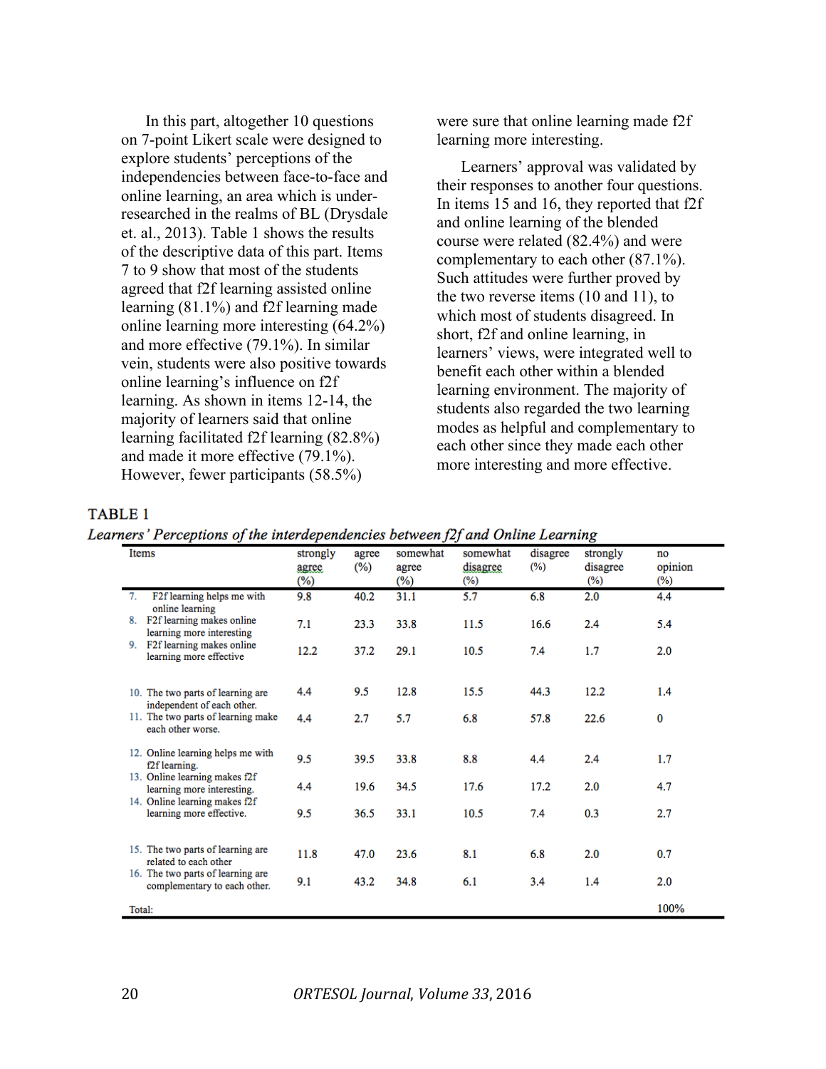In this part, altogether 10 questions on 7-point Likert scale were designed to explore students' perceptions of the independencies between face-to-face and online learning, an area which is under-researched in the realms of BL (Drysdale et. al., 2013). Table 1 shows the results of the descriptive data of this part. Items 7 to 9 show that most of the students agreed that f2f learning assisted online learning (81.1%) and f2f learning made online learning more interesting (64.2%) and more effective (79.1%). In similar vein, students were also positive towards online learning's influence on f2f learning. As shown in items 12-14, the majority of learners said that online learning facilitated f2f learning (82.8%) and made it more effective (79.1%). However, fewer participants (58.5%) were sure that online learning made f2f learning more interesting.

Learners' approval was validated by their responses to another four questions. In items 15 and 16, they reported that f2f and online learning of the blended course were related (82.4%) and were complementary to each other (87.1%). Such attitudes were further proved by the two reverse items (10 and 11), to which most of students disagreed. In short, f2f and online learning, in learners' views, were integrated well to benefit each other within a blended learning environment. The majority of students also regarded the two learning modes as helpful and complementary to each other since they made each other more interesting and more effective.

**TABLE 1**

***Learners' Perceptions of the interdependencies between f2f and Online Learning***

| Items | strongly agree (%) | agree (%) | somewhat agree (%) | somewhat disagree (%) | disagree (%) | strongly disagree (%) | no opinion (%) |
|---|---|---|---|---|---|---|---|
| 7. F2f learning helps me with online learning | 9.8 | 40.2 | 31.1 | 5.7 | 6.8 | 2.0 | 4.4 |
| 8. F2f learning makes online learning more interesting | 7.1 | 23.3 | 33.8 | 11.5 | 16.6 | 2.4 | 5.4 |
| 9. F2f learning makes online learning more effective | 12.2 | 37.2 | 29.1 | 10.5 | 7.4 | 1.7 | 2.0 |
| 10. The two parts of learning are independent of each other. | 4.4 | 9.5 | 12.8 | 15.5 | 44.3 | 12.2 | 1.4 |
| 11. The two parts of learning make each other worse. | 4.4 | 2.7 | 5.7 | 6.8 | 57.8 | 22.6 | 0 |
| 12. Online learning helps me with f2f learning. | 9.5 | 39.5 | 33.8 | 8.8 | 4.4 | 2.4 | 1.7 |
| 13. Online learning makes f2f learning more interesting. | 4.4 | 19.6 | 34.5 | 17.6 | 17.2 | 2.0 | 4.7 |
| 14. Online learning makes f2f learning more effective. | 9.5 | 36.5 | 33.1 | 10.5 | 7.4 | 0.3 | 2.7 |
| 15. The two parts of learning are related to each other | 11.8 | 47.0 | 23.6 | 8.1 | 6.8 | 2.0 | 0.7 |
| 16. The two parts of learning are complementary to each other. | 9.1 | 43.2 | 34.8 | 6.1 | 3.4 | 1.4 | 2.0 |
| Total: | | | | | | | 100% |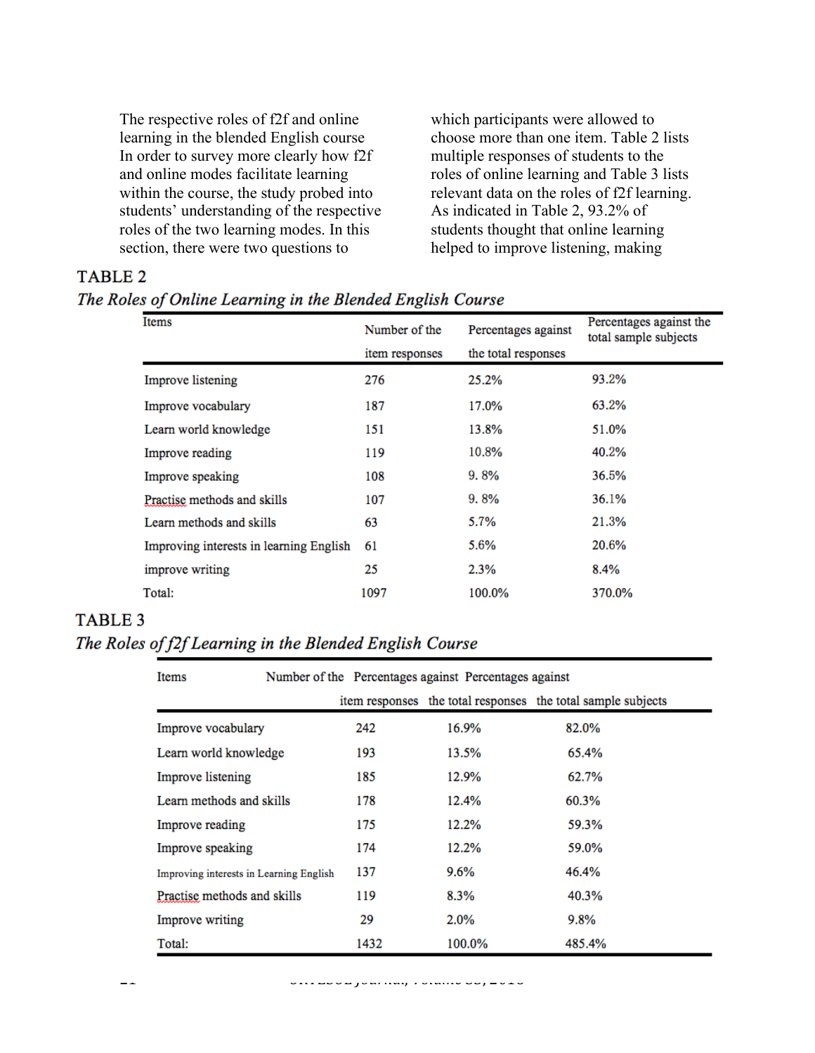The respective roles of f2f and online learning in the blended English course In order to survey more clearly how f2f and online modes facilitate learning within the course, the study probed into students' understanding of the respective roles of the two learning modes. In this section, there were two questions to which participants were allowed to choose more than one item. Table 2 lists multiple responses of students to the roles of online learning and Table 3 lists relevant data on the roles of f2f learning. As indicated in Table 2, 93.2% of students thought that online learning helped to improve listening, making

TABLE 2

*The Roles of Online Learning in the Blended English Course*

| Items | Number of the item responses | Percentages against the total responses | Percentages against the total sample subjects |
|---|---|---|---|
| Improve listening | 276 | 25.2% | 93.2% |
| Improve vocabulary | 187 | 17.0% | 63.2% |
| Learn world knowledge | 151 | 13.8% | 51.0% |
| Improve reading | 119 | 10.8% | 40.2% |
| Improve speaking | 108 | 9. 8% | 36.5% |
| Practise methods and skills | 107 | 9. 8% | 36.1% |
| Learn methods and skills | 63 | 5.7% | 21.3% |
| Improving interests in learning English | 61 | 5.6% | 20.6% |
| improve writing | 25 | 2.3% | 8.4% |
| Total: | 1097 | 100.0% | 370.0% |

TABLE 3

*The Roles of f2f Learning in the Blended English Course*

| Items | Number of the item responses | Percentages against the total responses | Percentages against the total sample subjects |
|---|---|---|---|
| Improve vocabulary | 242 | 16.9% | 82.0% |
| Learn world knowledge | 193 | 13.5% | 65.4% |
| Improve listening | 185 | 12.9% | 62.7% |
| Learn methods and skills | 178 | 12.4% | 60.3% |
| Improve reading | 175 | 12.2% | 59.3% |
| Improve speaking | 174 | 12.2% | 59.0% |
| Improving interests in Learning English | 137 | 9.6% | 46.4% |
| Practise methods and skills | 119 | 8.3% | 40.3% |
| Improve writing | 29 | 2.0% | 9.8% |
| Total: | 1432 | 100.0% | 485.4% |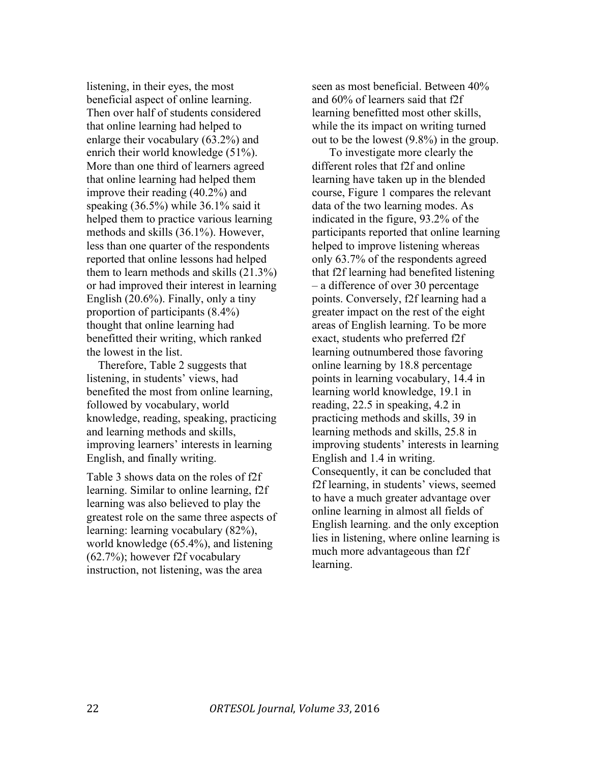listening, in their eyes, the most beneficial aspect of online learning. Then over half of students considered that online learning had helped to enlarge their vocabulary (63.2%) and enrich their world knowledge (51%). More than one third of learners agreed that online learning had helped them improve their reading (40.2%) and speaking (36.5%) while 36.1% said it helped them to practice various learning methods and skills (36.1%). However, less than one quarter of the respondents reported that online lessons had helped them to learn methods and skills (21.3%) or had improved their interest in learning English (20.6%). Finally, only a tiny proportion of participants (8.4%) thought that online learning had benefitted their writing, which ranked the lowest in the list.

Therefore, Table 2 suggests that listening, in students' views, had benefited the most from online learning, followed by vocabulary, world knowledge, reading, speaking, practicing and learning methods and skills, improving learners' interests in learning English, and finally writing.

Table 3 shows data on the roles of f2f learning. Similar to online learning, f2f learning was also believed to play the greatest role on the same three aspects of learning: learning vocabulary (82%), world knowledge (65.4%), and listening (62.7%); however f2f vocabulary instruction, not listening, was the area seen as most beneficial. Between 40% and 60% of learners said that f2f learning benefitted most other skills, while the its impact on writing turned out to be the lowest (9.8%) in the group.

To investigate more clearly the different roles that f2f and online learning have taken up in the blended course, Figure 1 compares the relevant data of the two learning modes. As indicated in the figure, 93.2% of the participants reported that online learning helped to improve listening whereas only 63.7% of the respondents agreed that f2f learning had benefited listening – a difference of over 30 percentage points. Conversely, f2f learning had a greater impact on the rest of the eight areas of English learning. To be more exact, students who preferred f2f learning outnumbered those favoring online learning by 18.8 percentage points in learning vocabulary, 14.4 in learning world knowledge, 19.1 in reading, 22.5 in speaking, 4.2 in practicing methods and skills, 39 in learning methods and skills, 25.8 in improving students' interests in learning English and 1.4 in writing. Consequently, it can be concluded that f2f learning, in students' views, seemed to have a much greater advantage over online learning in almost all fields of English learning. and the only exception lies in listening, where online learning is much more advantageous than f2f learning.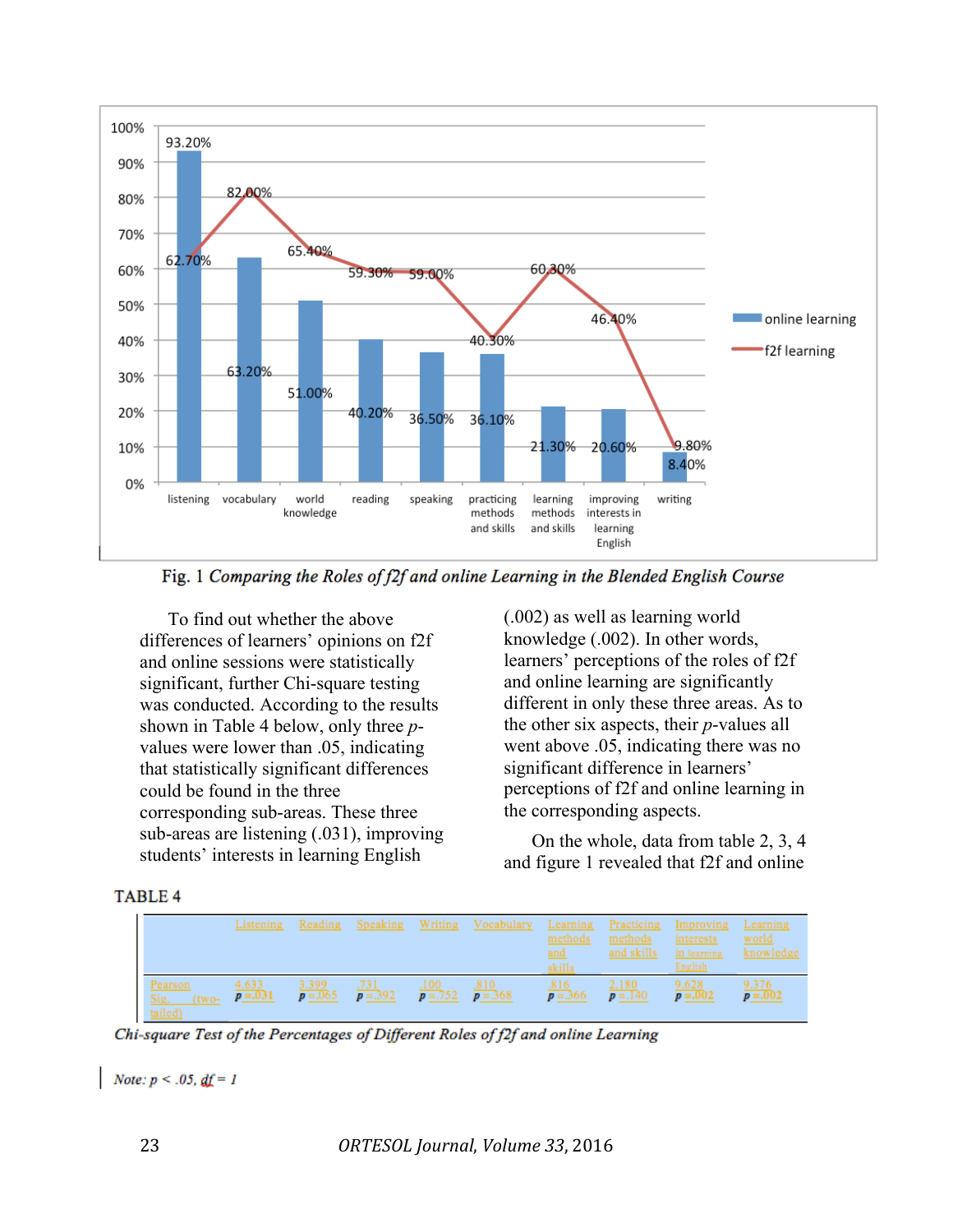Fig. 1 *Comparing the Roles of f2f and online Learning in the Blended English Course*

To find out whether the above differences of learners' opinions on f2f and online sessions were statistically significant, further Chi-square testing was conducted. According to the results shown in Table 4 below, only three $p$-values were lower than .05, indicating that statistically significant differences could be found in the three corresponding sub-areas. These three sub-areas are listening (.031), improving students' interests in learning English (.002) as well as learning world knowledge (.002). In other words, learners' perceptions of the roles of f2f and online learning are significantly different in only these three areas. As to the other six aspects, their $p$-values all went above .05, indicating there was no significant difference in learners' perceptions of f2f and online learning in the corresponding aspects.

On the whole, data from table 2, 3, 4 and figure 1 revealed that f2f and online

TABLE 4

| | Listening | Reading | Speaking | Writing | Vocabulary | Learning methods and skills | Practicing methods and skills | Improving interests in learning English | Learning world knowledge |
|---|---|---|---|---|---|---|---|---|---|
| Pearson Sig. (two-tailed) | 4.633 $p$ =.031 | 3.399 $p$ =.065 | .731 $p$ =.392 | .100 $p$ =.752 | .810 $p$ =.368 | .816 $p$ =.366 | 2.180 $p$ =.140 | 9.628 $p$ =.002 | 9.376 $p$ =.002 |

*Chi-square Test of the Percentages of Different Roles of f2f and online Learning*

*Note:* $p < .05$, $df = 1$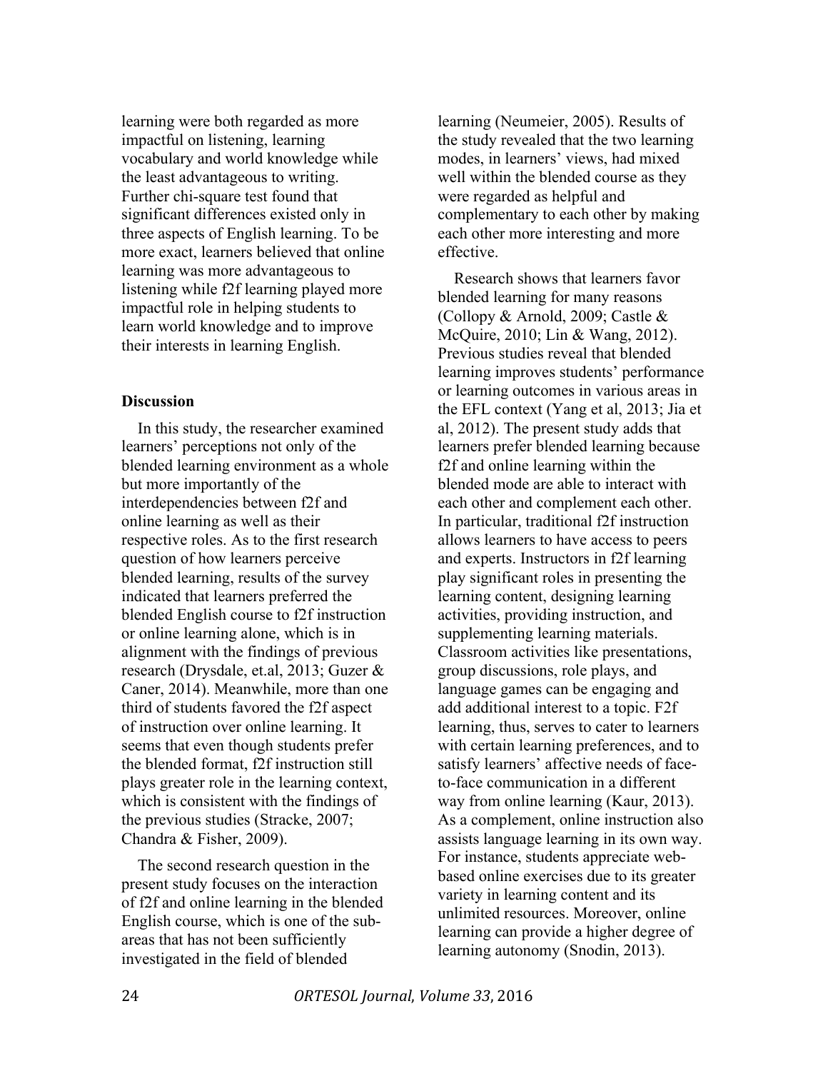learning were both regarded as more impactful on listening, learning vocabulary and world knowledge while the least advantageous to writing. Further chi-square test found that significant differences existed only in three aspects of English learning. To be more exact, learners believed that online learning was more advantageous to listening while f2f learning played more impactful role in helping students to learn world knowledge and to improve their interests in learning English.

**Discussion**

In this study, the researcher examined learners' perceptions not only of the blended learning environment as a whole but more importantly of the interdependencies between f2f and online learning as well as their respective roles. As to the first research question of how learners perceive blended learning, results of the survey indicated that learners preferred the blended English course to f2f instruction or online learning alone, which is in alignment with the findings of previous research (Drysdale, et.al, 2013; Guzer & Caner, 2014). Meanwhile, more than one third of students favored the f2f aspect of instruction over online learning. It seems that even though students prefer the blended format, f2f instruction still plays greater role in the learning context, which is consistent with the findings of the previous studies (Stracke, 2007; Chandra & Fisher, 2009).

The second research question in the present study focuses on the interaction of f2f and online learning in the blended English course, which is one of the sub-areas that has not been sufficiently investigated in the field of blended learning (Neumeier, 2005). Results of the study revealed that the two learning modes, in learners' views, had mixed well within the blended course as they were regarded as helpful and complementary to each other by making each other more interesting and more effective.

Research shows that learners favor blended learning for many reasons (Collopy & Arnold, 2009; Castle & McQuire, 2010; Lin & Wang, 2012). Previous studies reveal that blended learning improves students' performance or learning outcomes in various areas in the EFL context (Yang et al, 2013; Jia et al, 2012). The present study adds that learners prefer blended learning because f2f and online learning within the blended mode are able to interact with each other and complement each other. In particular, traditional f2f instruction allows learners to have access to peers and experts. Instructors in f2f learning play significant roles in presenting the learning content, designing learning activities, providing instruction, and supplementing learning materials. Classroom activities like presentations, group discussions, role plays, and language games can be engaging and add additional interest to a topic. F2f learning, thus, serves to cater to learners with certain learning preferences, and to satisfy learners' affective needs of face-to-face communication in a different way from online learning (Kaur, 2013). As a complement, online instruction also assists language learning in its own way. For instance, students appreciate web-based online exercises due to its greater variety in learning content and its unlimited resources. Moreover, online learning can provide a higher degree of learning autonomy (Snodin, 2013).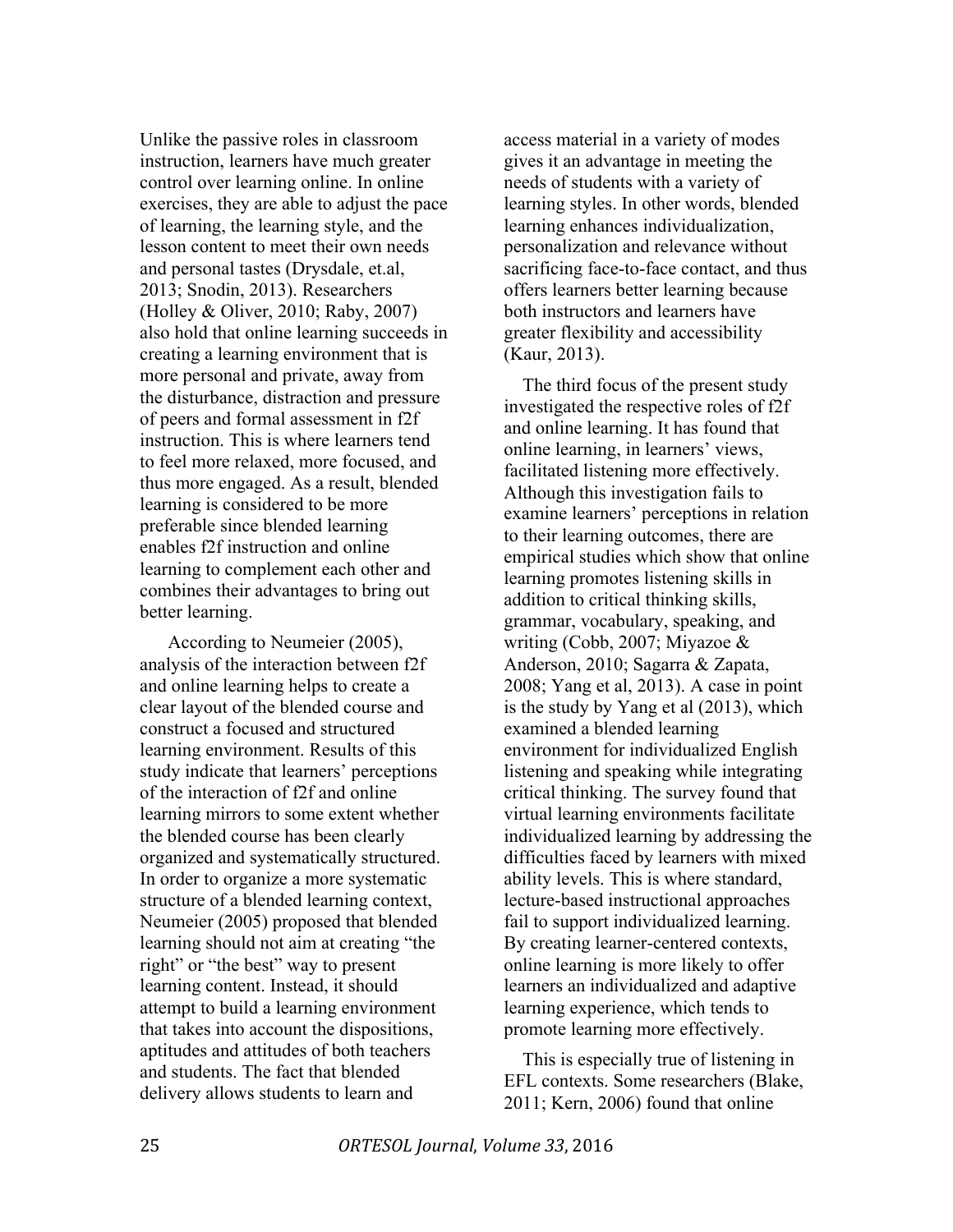Unlike the passive roles in classroom instruction, learners have much greater control over learning online. In online exercises, they are able to adjust the pace of learning, the learning style, and the lesson content to meet their own needs and personal tastes (Drysdale, et.al, 2013; Snodin, 2013). Researchers (Holley & Oliver, 2010; Raby, 2007) also hold that online learning succeeds in creating a learning environment that is more personal and private, away from the disturbance, distraction and pressure of peers and formal assessment in f2f instruction. This is where learners tend to feel more relaxed, more focused, and thus more engaged. As a result, blended learning is considered to be more preferable since blended learning enables f2f instruction and online learning to complement each other and combines their advantages to bring out better learning.

According to Neumeier (2005), analysis of the interaction between f2f and online learning helps to create a clear layout of the blended course and construct a focused and structured learning environment. Results of this study indicate that learners' perceptions of the interaction of f2f and online learning mirrors to some extent whether the blended course has been clearly organized and systematically structured. In order to organize a more systematic structure of a blended learning context, Neumeier (2005) proposed that blended learning should not aim at creating "the right" or "the best" way to present learning content. Instead, it should attempt to build a learning environment that takes into account the dispositions, aptitudes and attitudes of both teachers and students. The fact that blended delivery allows students to learn and access material in a variety of modes gives it an advantage in meeting the needs of students with a variety of learning styles. In other words, blended learning enhances individualization, personalization and relevance without sacrificing face-to-face contact, and thus offers learners better learning because both instructors and learners have greater flexibility and accessibility (Kaur, 2013).

The third focus of the present study investigated the respective roles of f2f and online learning. It has found that online learning, in learners' views, facilitated listening more effectively. Although this investigation fails to examine learners' perceptions in relation to their learning outcomes, there are empirical studies which show that online learning promotes listening skills in addition to critical thinking skills, grammar, vocabulary, speaking, and writing (Cobb, 2007; Miyazoe & Anderson, 2010; Sagarra & Zapata, 2008; Yang et al, 2013). A case in point is the study by Yang et al (2013), which examined a blended learning environment for individualized English listening and speaking while integrating critical thinking. The survey found that virtual learning environments facilitate individualized learning by addressing the difficulties faced by learners with mixed ability levels. This is where standard, lecture-based instructional approaches fail to support individualized learning. By creating learner-centered contexts, online learning is more likely to offer learners an individualized and adaptive learning experience, which tends to promote learning more effectively.

This is especially true of listening in EFL contexts. Some researchers (Blake, 2011; Kern, 2006) found that online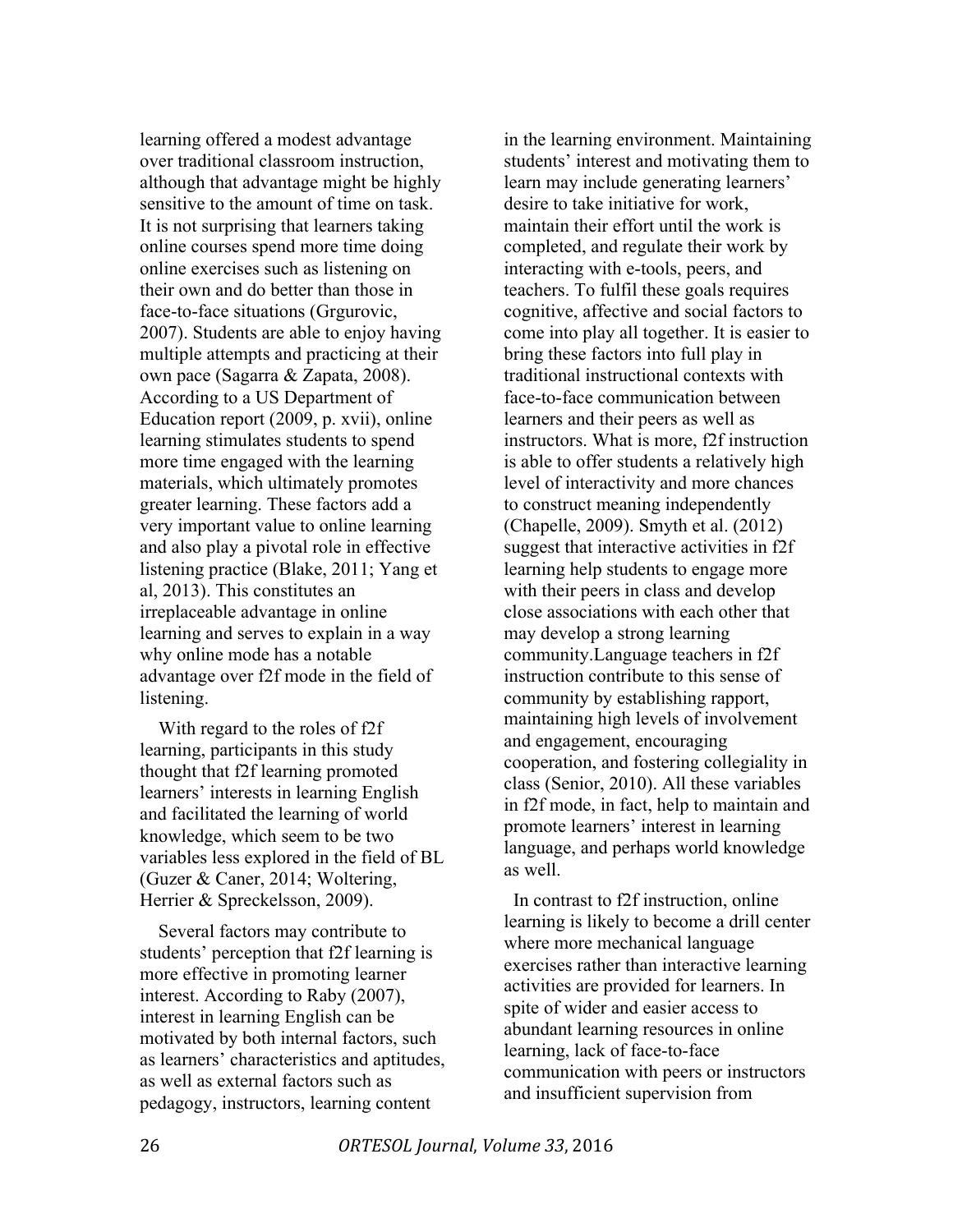learning offered a modest advantage over traditional classroom instruction, although that advantage might be highly sensitive to the amount of time on task. It is not surprising that learners taking online courses spend more time doing online exercises such as listening on their own and do better than those in face-to-face situations (Grgurovic, 2007). Students are able to enjoy having multiple attempts and practicing at their own pace (Sagarra & Zapata, 2008). According to a US Department of Education report (2009, p. xvii), online learning stimulates students to spend more time engaged with the learning materials, which ultimately promotes greater learning. These factors add a very important value to online learning and also play a pivotal role in effective listening practice (Blake, 2011; Yang et al, 2013). This constitutes an irreplaceable advantage in online learning and serves to explain in a way why online mode has a notable advantage over f2f mode in the field of listening.

With regard to the roles of f2f learning, participants in this study thought that f2f learning promoted learners' interests in learning English and facilitated the learning of world knowledge, which seem to be two variables less explored in the field of BL (Guzer & Caner, 2014; Woltering, Herrier & Spreckelsson, 2009).

Several factors may contribute to students' perception that f2f learning is more effective in promoting learner interest. According to Raby (2007), interest in learning English can be motivated by both internal factors, such as learners' characteristics and aptitudes, as well as external factors such as pedagogy, instructors, learning content in the learning environment. Maintaining students' interest and motivating them to learn may include generating learners' desire to take initiative for work, maintain their effort until the work is completed, and regulate their work by interacting with e-tools, peers, and teachers. To fulfil these goals requires cognitive, affective and social factors to come into play all together. It is easier to bring these factors into full play in traditional instructional contexts with face-to-face communication between learners and their peers as well as instructors. What is more, f2f instruction is able to offer students a relatively high level of interactivity and more chances to construct meaning independently (Chapelle, 2009). Smyth et al. (2012) suggest that interactive activities in f2f learning help students to engage more with their peers in class and develop close associations with each other that may develop a strong learning community.Language teachers in f2f instruction contribute to this sense of community by establishing rapport, maintaining high levels of involvement and engagement, encouraging cooperation, and fostering collegiality in class (Senior, 2010). All these variables in f2f mode, in fact, help to maintain and promote learners' interest in learning language, and perhaps world knowledge as well.

In contrast to f2f instruction, online learning is likely to become a drill center where more mechanical language exercises rather than interactive learning activities are provided for learners. In spite of wider and easier access to abundant learning resources in online learning, lack of face-to-face communication with peers or instructors and insufficient supervision from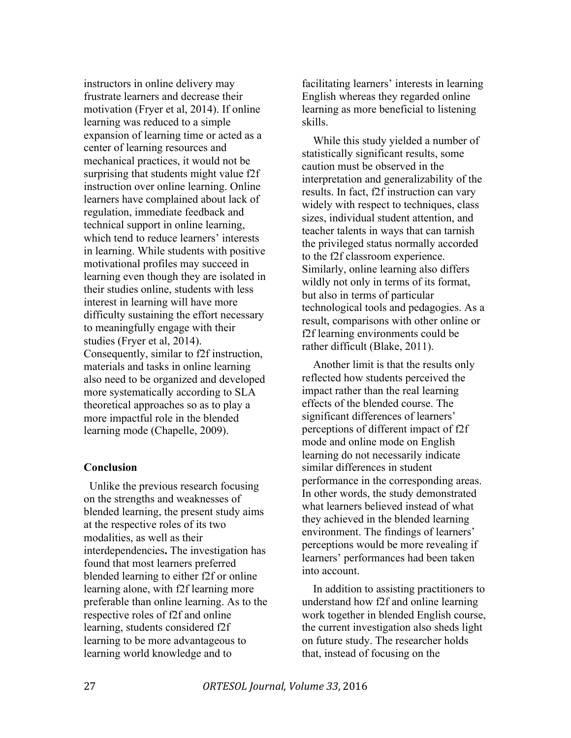instructors in online delivery may frustrate learners and decrease their motivation (Fryer et al, 2014). If online learning was reduced to a simple expansion of learning time or acted as a center of learning resources and mechanical practices, it would not be surprising that students might value f2f instruction over online learning. Online learners have complained about lack of regulation, immediate feedback and technical support in online learning, which tend to reduce learners' interests in learning. While students with positive motivational profiles may succeed in learning even though they are isolated in their studies online, students with less interest in learning will have more difficulty sustaining the effort necessary to meaningfully engage with their studies (Fryer et al, 2014). Consequently, similar to f2f instruction, materials and tasks in online learning also need to be organized and developed more systematically according to SLA theoretical approaches so as to play a more impactful role in the blended learning mode (Chapelle, 2009).

## Conclusion

Unlike the previous research focusing on the strengths and weaknesses of blended learning, the present study aims at the respective roles of its two modalities, as well as their interdependencies**.** The investigation has found that most learners preferred blended learning to either f2f or online learning alone, with f2f learning more preferable than online learning. As to the respective roles of f2f and online learning, students considered f2f learning to be more advantageous to learning world knowledge and to facilitating learners' interests in learning English whereas they regarded online learning as more beneficial to listening skills.

While this study yielded a number of statistically significant results, some caution must be observed in the interpretation and generalizability of the results. In fact, f2f instruction can vary widely with respect to techniques, class sizes, individual student attention, and teacher talents in ways that can tarnish the privileged status normally accorded to the f2f classroom experience. Similarly, online learning also differs wildly not only in terms of its format, but also in terms of particular technological tools and pedagogies. As a result, comparisons with other online or f2f learning environments could be rather difficult (Blake, 2011).

Another limit is that the results only reflected how students perceived the impact rather than the real learning effects of the blended course. The significant differences of learners' perceptions of different impact of f2f mode and online mode on English learning do not necessarily indicate similar differences in student performance in the corresponding areas. In other words, the study demonstrated what learners believed instead of what they achieved in the blended learning environment. The findings of learners' perceptions would be more revealing if learners' performances had been taken into account.

In addition to assisting practitioners to understand how f2f and online learning work together in blended English course, the current investigation also sheds light on future study. The researcher holds that, instead of focusing on the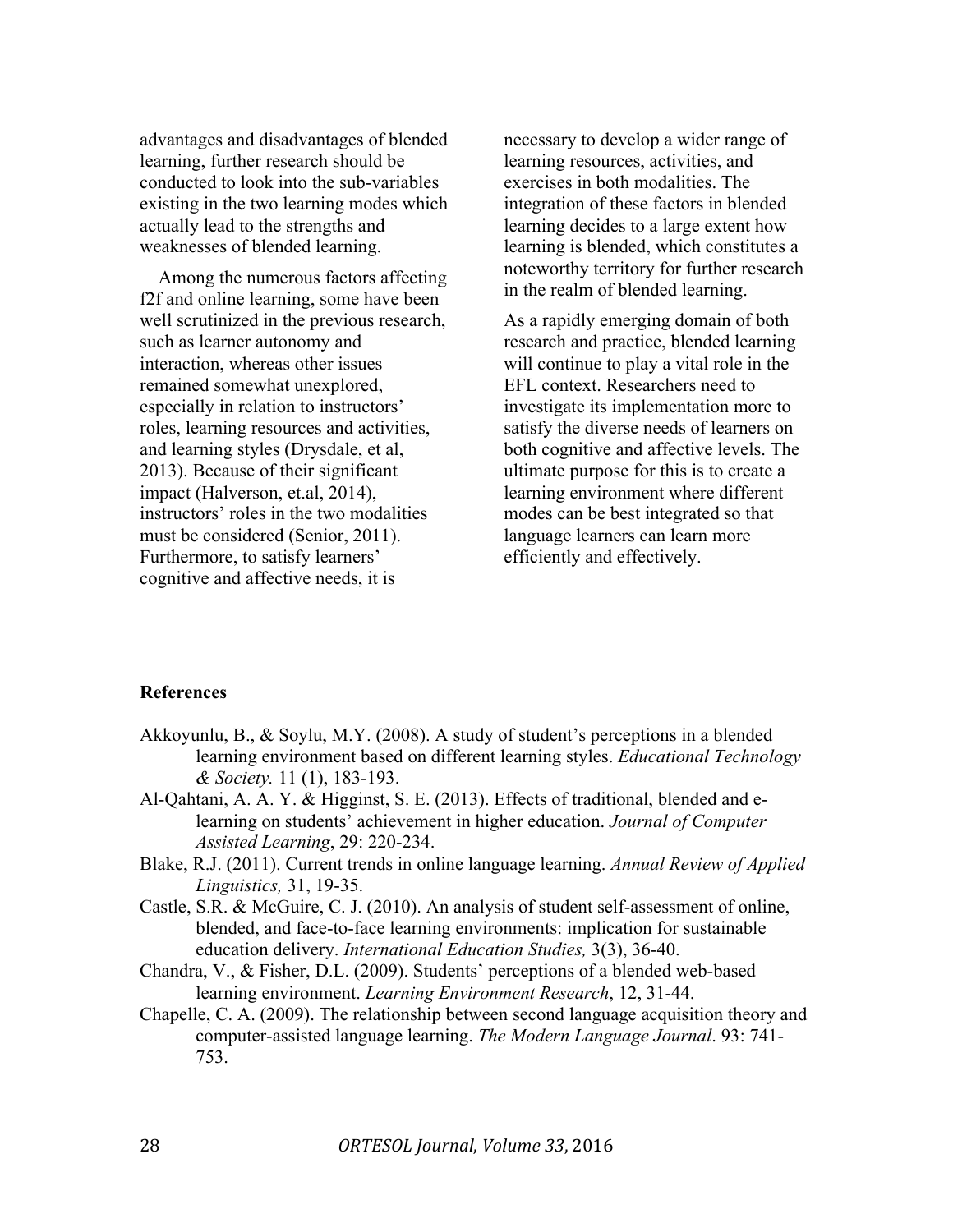advantages and disadvantages of blended learning, further research should be conducted to look into the sub-variables existing in the two learning modes which actually lead to the strengths and weaknesses of blended learning.

Among the numerous factors affecting f2f and online learning, some have been well scrutinized in the previous research, such as learner autonomy and interaction, whereas other issues remained somewhat unexplored, especially in relation to instructors' roles, learning resources and activities, and learning styles (Drysdale, et al, 2013). Because of their significant impact (Halverson, et.al, 2014), instructors' roles in the two modalities must be considered (Senior, 2011). Furthermore, to satisfy learners' cognitive and affective needs, it is necessary to develop a wider range of learning resources, activities, and exercises in both modalities. The integration of these factors in blended learning decides to a large extent how learning is blended, which constitutes a noteworthy territory for further research in the realm of blended learning.

As a rapidly emerging domain of both research and practice, blended learning will continue to play a vital role in the EFL context. Researchers need to investigate its implementation more to satisfy the diverse needs of learners on both cognitive and affective levels. The ultimate purpose for this is to create a learning environment where different modes can be best integrated so that language learners can learn more efficiently and effectively.

**References**

Akkoyunlu, B., & Soylu, M.Y. (2008). A study of student's perceptions in a blended learning environment based on different learning styles. *Educational Technology & Society.* 11 (1), 183-193.

Al-Qahtani, A. A. Y. & Higginst, S. E. (2013). Effects of traditional, blended and e-learning on students' achievement in higher education. *Journal of Computer Assisted Learning*, 29: 220-234.

Blake, R.J. (2011). Current trends in online language learning. *Annual Review of Applied Linguistics,* 31, 19-35.

Castle, S.R. & McGuire, C. J. (2010). An analysis of student self-assessment of online, blended, and face-to-face learning environments: implication for sustainable education delivery. *International Education Studies,* 3(3), 36-40.

Chandra, V., & Fisher, D.L. (2009). Students' perceptions of a blended web-based learning environment. *Learning Environment Research*, 12, 31-44.

Chapelle, C. A. (2009). The relationship between second language acquisition theory and computer-assisted language learning. *The Modern Language Journal*. 93: 741-753.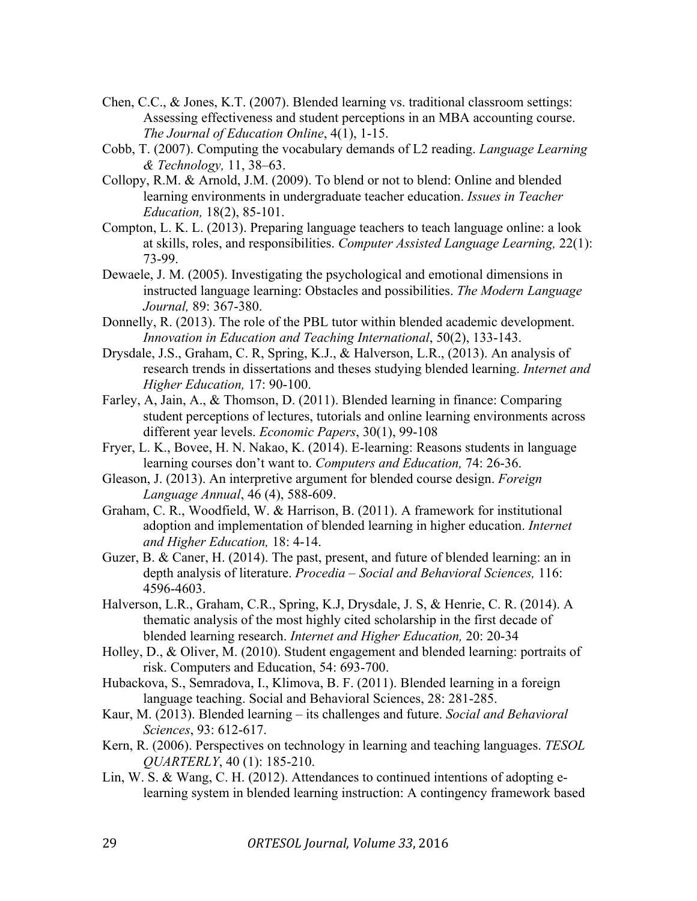Chen, C.C., & Jones, K.T. (2007). Blended learning vs. traditional classroom settings: Assessing effectiveness and student perceptions in an MBA accounting course. *The Journal of Education Online*, 4(1), 1-15.

Cobb, T. (2007). Computing the vocabulary demands of L2 reading. *Language Learning & Technology,* 11, 38–63.

Collopy, R.M. & Arnold, J.M. (2009). To blend or not to blend: Online and blended learning environments in undergraduate teacher education. *Issues in Teacher Education,* 18(2), 85-101.

Compton, L. K. L. (2013). Preparing language teachers to teach language online: a look at skills, roles, and responsibilities. *Computer Assisted Language Learning,* 22(1): 73-99.

Dewaele, J. M. (2005). Investigating the psychological and emotional dimensions in instructed language learning: Obstacles and possibilities. *The Modern Language Journal,* 89: 367-380.

Donnelly, R. (2013). The role of the PBL tutor within blended academic development. *Innovation in Education and Teaching International*, 50(2), 133-143.

Drysdale, J.S., Graham, C. R, Spring, K.J., & Halverson, L.R., (2013). An analysis of research trends in dissertations and theses studying blended learning. *Internet and Higher Education,* 17: 90-100.

Farley, A, Jain, A., & Thomson, D. (2011). Blended learning in finance: Comparing student perceptions of lectures, tutorials and online learning environments across different year levels. *Economic Papers*, 30(1), 99-108

Fryer, L. K., Bovee, H. N. Nakao, K. (2014). E-learning: Reasons students in language learning courses don't want to. *Computers and Education,* 74: 26-36.

Gleason, J. (2013). An interpretive argument for blended course design. *Foreign Language Annual*, 46 (4), 588-609.

Graham, C. R., Woodfield, W. & Harrison, B. (2011). A framework for institutional adoption and implementation of blended learning in higher education. *Internet and Higher Education,* 18: 4-14.

Guzer, B. & Caner, H. (2014). The past, present, and future of blended learning: an in depth analysis of literature. *Procedia – Social and Behavioral Sciences,* 116: 4596-4603.

Halverson, L.R., Graham, C.R., Spring, K.J, Drysdale, J. S, & Henrie, C. R. (2014). A thematic analysis of the most highly cited scholarship in the first decade of blended learning research. *Internet and Higher Education,* 20: 20-34

Holley, D., & Oliver, M. (2010). Student engagement and blended learning: portraits of risk. Computers and Education, 54: 693-700.

Hubackova, S., Semradova, I., Klimova, B. F. (2011). Blended learning in a foreign language teaching. Social and Behavioral Sciences, 28: 281-285.

Kaur, M. (2013). Blended learning – its challenges and future. *Social and Behavioral Sciences*, 93: 612-617.

Kern, R. (2006). Perspectives on technology in learning and teaching languages. *TESOL QUARTERLY*, 40 (1): 185-210.

Lin, W. S. & Wang, C. H. (2012). Attendances to continued intentions of adopting e-learning system in blended learning instruction: A contingency framework based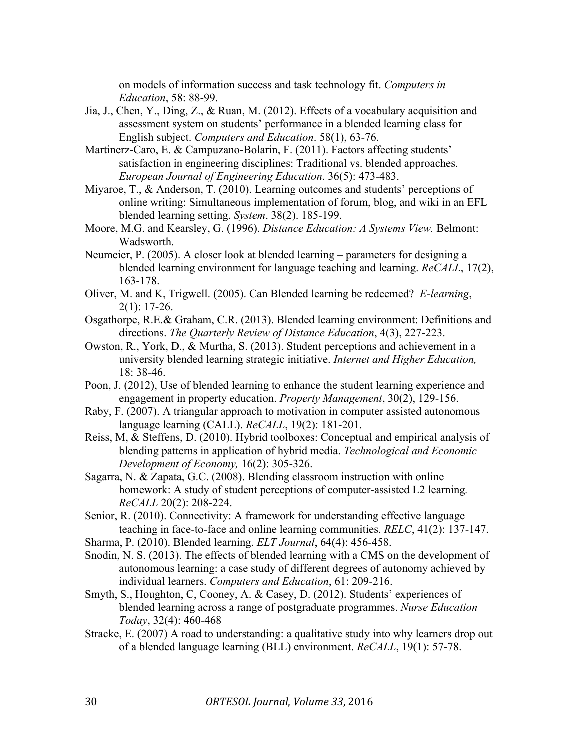on models of information success and task technology fit. *Computers in Education*, 58: 88-99.

Jia, J., Chen, Y., Ding, Z., & Ruan, M. (2012). Effects of a vocabulary acquisition and assessment system on students' performance in a blended learning class for English subject. *Computers and Education*. 58(1), 63-76.

Martinerz-Caro, E. & Campuzano-Bolarin, F. (2011). Factors affecting students' satisfaction in engineering disciplines: Traditional vs. blended approaches. *European Journal of Engineering Education*. 36(5): 473-483.

Miyaroe, T., & Anderson, T. (2010). Learning outcomes and students' perceptions of online writing: Simultaneous implementation of forum, blog, and wiki in an EFL blended learning setting. *System*. 38(2). 185-199.

Moore, M.G. and Kearsley, G. (1996). *Distance Education: A Systems View.* Belmont: Wadsworth.

Neumeier, P. (2005). A closer look at blended learning – parameters for designing a blended learning environment for language teaching and learning. *ReCALL*, 17(2), 163-178.

Oliver, M. and K, Trigwell. (2005). Can Blended learning be redeemed? *E-learning*, 2(1): 17-26.

Osgathorpe, R.E.& Graham, C.R. (2013). Blended learning environment: Definitions and directions. *The Quarterly Review of Distance Education*, 4(3), 227-223.

Owston, R., York, D., & Murtha, S. (2013). Student perceptions and achievement in a university blended learning strategic initiative. *Internet and Higher Education,* 18: 38-46.

Poon, J. (2012), Use of blended learning to enhance the student learning experience and engagement in property education. *Property Management*, 30(2), 129-156.

Raby, F. (2007). A triangular approach to motivation in computer assisted autonomous language learning (CALL). *ReCALL*, 19(2): 181-201.

Reiss, M, & Steffens, D. (2010). Hybrid toolboxes: Conceptual and empirical analysis of blending patterns in application of hybrid media. *Technological and Economic Development of Economy,* 16(2): 305-326.

Sagarra, N. & Zapata, G.C. (2008). Blending classroom instruction with online homework: A study of student perceptions of computer-assisted L2 learning*. ReCALL* 20(2): 208-224.

Senior, R. (2010). Connectivity: A framework for understanding effective language teaching in face-to-face and online learning communities. *RELC*, 41(2): 137-147.

Sharma, P. (2010). Blended learning. *ELT Journal*, 64(4): 456-458.

Snodin, N. S. (2013). The effects of blended learning with a CMS on the development of autonomous learning: a case study of different degrees of autonomy achieved by individual learners. *Computers and Education*, 61: 209-216.

Smyth, S., Houghton, C, Cooney, A. & Casey, D. (2012). Students' experiences of blended learning across a range of postgraduate programmes. *Nurse Education Today*, 32(4): 460-468

Stracke, E. (2007) A road to understanding: a qualitative study into why learners drop out of a blended language learning (BLL) environment. *ReCALL*, 19(1): 57-78.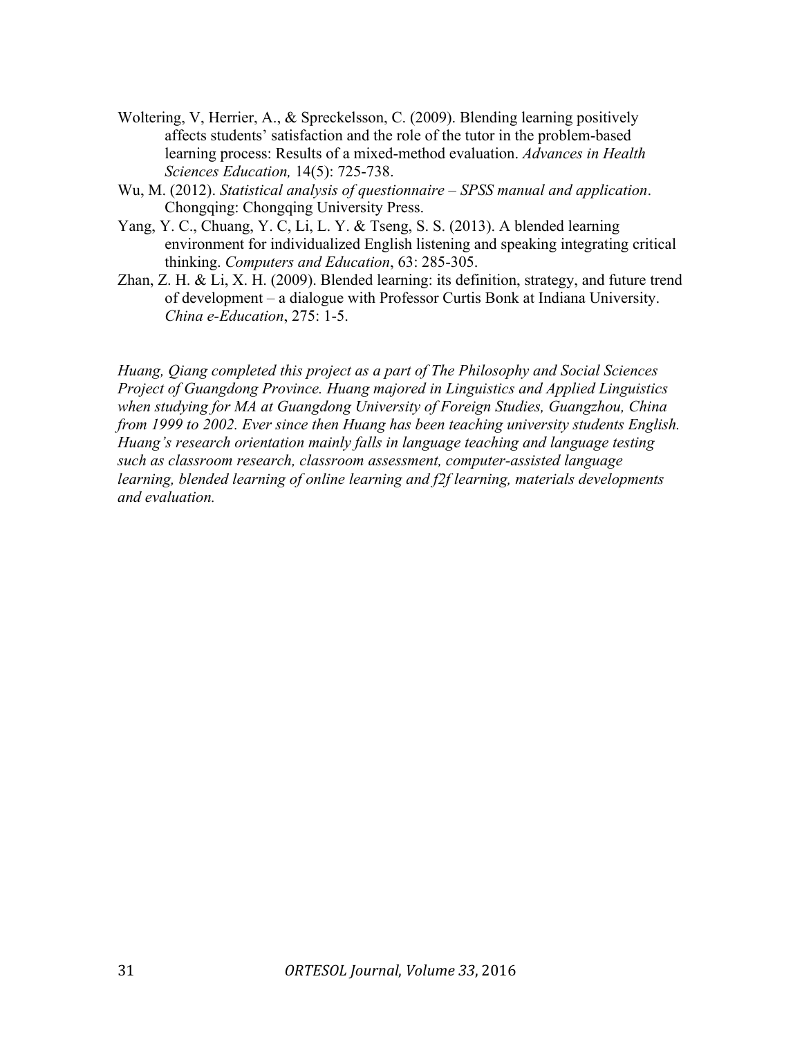Woltering, V, Herrier, A., & Spreckelsson, C. (2009). Blending learning positively affects students' satisfaction and the role of the tutor in the problem-based learning process: Results of a mixed-method evaluation. *Advances in Health Sciences Education,* 14(5): 725-738.

Wu, M. (2012). *Statistical analysis of questionnaire – SPSS manual and application*. Chongqing: Chongqing University Press.

Yang, Y. C., Chuang, Y. C, Li, L. Y. & Tseng, S. S. (2013). A blended learning environment for individualized English listening and speaking integrating critical thinking. *Computers and Education*, 63: 285-305.

Zhan, Z. H. & Li, X. H. (2009). Blended learning: its definition, strategy, and future trend of development – a dialogue with Professor Curtis Bonk at Indiana University. *China e-Education*, 275: 1-5.

*Huang, Qiang completed this project as a part of The Philosophy and Social Sciences Project of Guangdong Province. Huang majored in Linguistics and Applied Linguistics when studying for MA at Guangdong University of Foreign Studies, Guangzhou, China from 1999 to 2002. Ever since then Huang has been teaching university students English. Huang's research orientation mainly falls in language teaching and language testing such as classroom research, classroom assessment, computer-assisted language learning, blended learning of online learning and f2f learning, materials developments and evaluation.*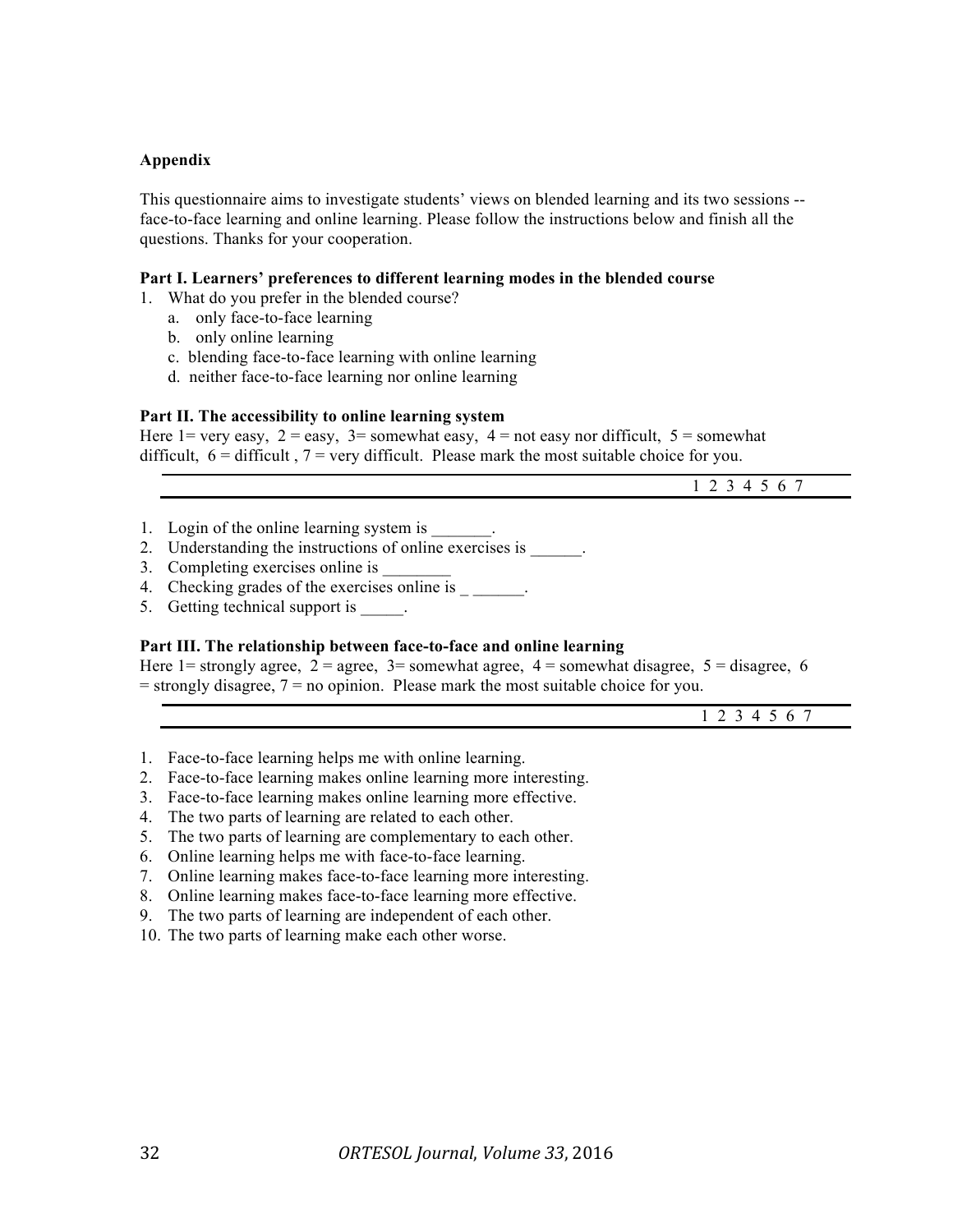## Appendix

This questionnaire aims to investigate students' views on blended learning and its two sessions -- face-to-face learning and online learning. Please follow the instructions below and finish all the questions. Thanks for your cooperation.

**Part I. Learners' preferences to different learning modes in the blended course**

1. What do you prefer in the blended course?
   a. only face-to-face learning
   b. only online learning
   c. blending face-to-face learning with online learning
   d. neither face-to-face learning nor online learning

**Part II. The accessibility to online learning system**

Here 1= very easy, 2 = easy, 3= somewhat easy, 4 = not easy nor difficult, 5 = somewhat difficult, 6 = difficult , 7 = very difficult. Please mark the most suitable choice for you.

| | 1 2 3 4 5 6 7 |
|---|---|

1. Login of the online learning system is _______.
2. Understanding the instructions of online exercises is ______.
3. Completing exercises online is ________
4. Checking grades of the exercises online is _ ______.
5. Getting technical support is _____.

**Part III. The relationship between face-to-face and online learning**

Here 1= strongly agree, 2 = agree, 3= somewhat agree, 4 = somewhat disagree, 5 = disagree, 6 = strongly disagree, 7 = no opinion. Please mark the most suitable choice for you.

| | 1 2 3 4 5 6 7 |
|---|---|

1. Face-to-face learning helps me with online learning.
2. Face-to-face learning makes online learning more interesting.
3. Face-to-face learning makes online learning more effective.
4. The two parts of learning are related to each other.
5. The two parts of learning are complementary to each other.
6. Online learning helps me with face-to-face learning.
7. Online learning makes face-to-face learning more interesting.
8. Online learning makes face-to-face learning more effective.
9. The two parts of learning are independent of each other.
10. The two parts of learning make each other worse.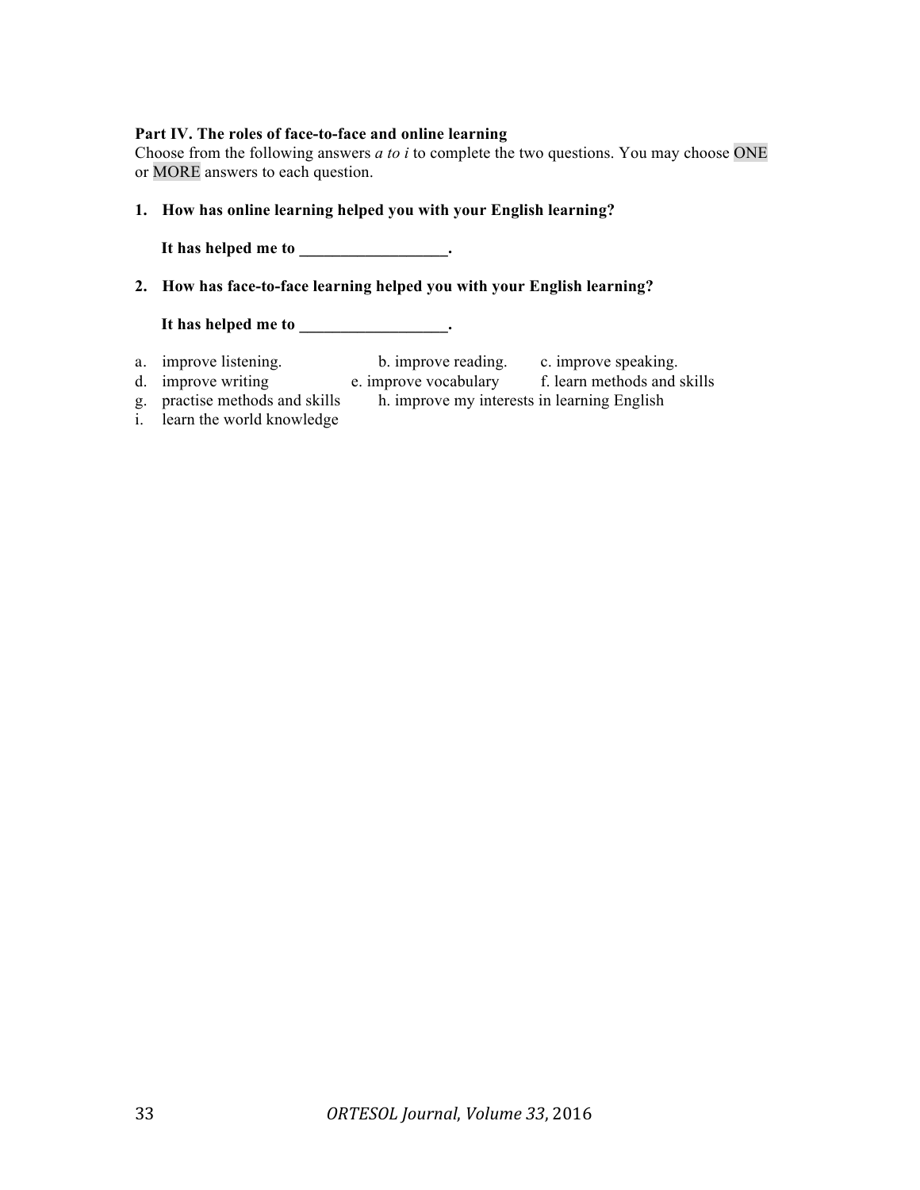**Part IV. The roles of face-to-face and online learning**

Choose from the following answers *a to i* to complete the two questions. You may choose ONE or MORE answers to each question.

1. **How has online learning helped you with your English learning?**

   **It has helped me to __________________.**

2. **How has face-to-face learning helped you with your English learning?**

   **It has helped me to __________________.**

a. improve listening. b. improve reading. c. improve speaking.
d. improve writing e. improve vocabulary f. learn methods and skills
g. practise methods and skills h. improve my interests in learning English
i. learn the world knowledge